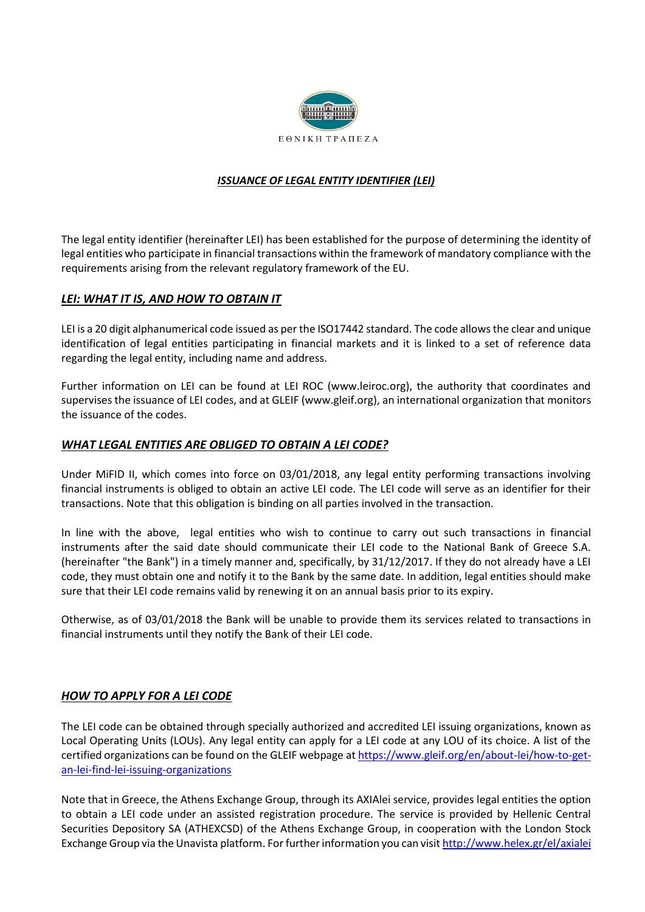ΕΘΝΙΚΗ ΤΡΑΠΕΖΑ

# ***ISSUANCE OF LEGAL ENTITY IDENTIFIER (LEI)***

The legal entity identifier (hereinafter LEI) has been established for the purpose of determining the identity of legal entities who participate in financial transactions within the framework of mandatory compliance with the requirements arising from the relevant regulatory framework of the EU.

## ***LEI: WHAT IT IS, AND HOW TO OBTAIN IT***

LEI is a 20 digit alphanumerical code issued as per the ISO17442 standard. The code allows the clear and unique identification of legal entities participating in financial markets and it is linked to a set of reference data regarding the legal entity, including name and address.

Further information on LEI can be found at LEI ROC (www.leiroc.org), the authority that coordinates and supervises the issuance of LEI codes, and at GLEIF (www.gleif.org), an international organization that monitors the issuance of the codes.

## ***WHAT LEGAL ENTITIES ARE OBLIGED TO OBTAIN A LEI CODE?***

Under MiFID II, which comes into force on 03/01/2018, any legal entity performing transactions involving financial instruments is obliged to obtain an active LEI code. The LEI code will serve as an identifier for their transactions. Note that this obligation is binding on all parties involved in the transaction.

In line with the above, legal entities who wish to continue to carry out such transactions in financial instruments after the said date should communicate their LEI code to the National Bank of Greece S.A. (hereinafter "the Bank") in a timely manner and, specifically, by 31/12/2017. If they do not already have a LEI code, they must obtain one and notify it to the Bank by the same date. In addition, legal entities should make sure that their LEI code remains valid by renewing it on an annual basis prior to its expiry.

Otherwise, as of 03/01/2018 the Bank will be unable to provide them its services related to transactions in financial instruments until they notify the Bank of their LEI code.

## ***HOW TO APPLY FOR A LEI CODE***

The LEI code can be obtained through specially authorized and accredited LEI issuing organizations, known as Local Operating Units (LOUs). Any legal entity can apply for a LEI code at any LOU of its choice. A list of the certified organizations can be found on the GLEIF webpage at [https://www.gleif.org/en/about-lei/how-to-get-an-lei-find-lei-issuing-organizations](https://www.gleif.org/en/about-lei/how-to-get-an-lei-find-lei-issuing-organizations)

Note that in Greece, the Athens Exchange Group, through its AXIAlei service, provides legal entities the option to obtain a LEI code under an assisted registration procedure. The service is provided by Hellenic Central Securities Depository SA (ATHEXCSD) of the Athens Exchange Group, in cooperation with the London Stock Exchange Group via the Unavista platform. For further information you can visit [http://www.helex.gr/el/axialei](http://www.helex.gr/el/axialei)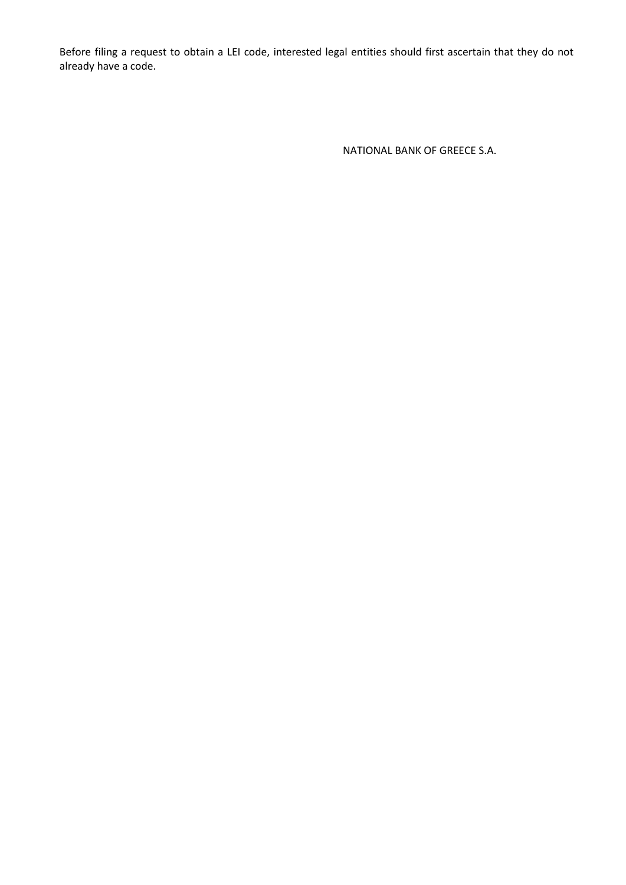Before filing a request to obtain a LEI code, interested legal entities should first ascertain that they do not already have a code.

NATIONAL BANK OF GREECE S.A.